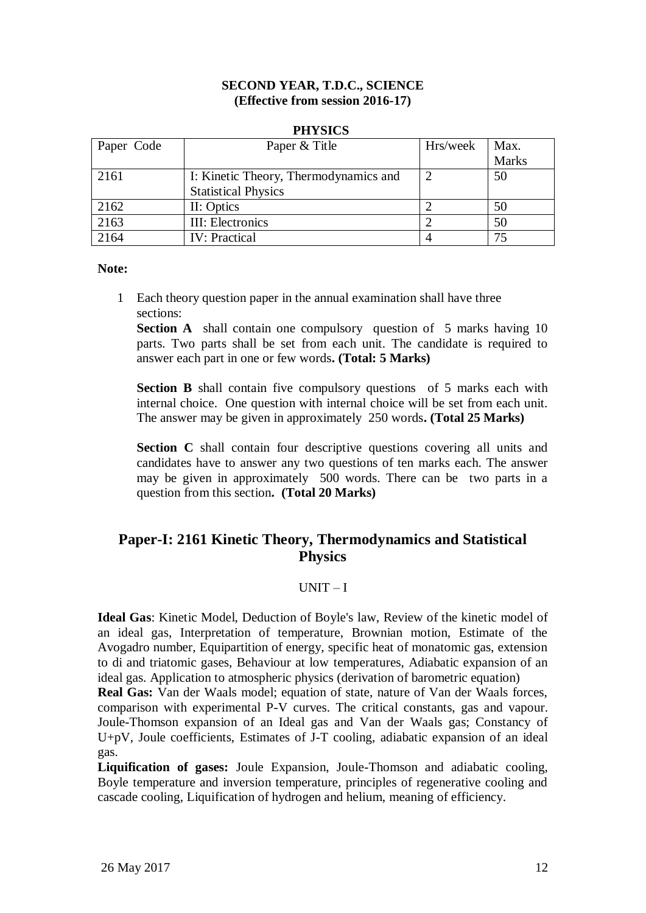**SECOND YEAR, T.D.C., SCIENCE**
**(Effective from session 2016-17)**

**PHYSICS**

| Paper Code | Paper & Title | Hrs/week | Max. Marks |
|---|---|---|---|
| 2161 | I: Kinetic Theory, Thermodynamics and Statistical Physics | 2 | 50 |
| 2162 | II: Optics | 2 | 50 |
| 2163 | III: Electronics | 2 | 50 |
| 2164 | IV: Practical | 4 | 75 |

**Note:**

1 Each theory question paper in the annual examination shall have three sections:

**Section A** shall contain one compulsory question of 5 marks having 10 parts. Two parts shall be set from each unit. The candidate is required to answer each part in one or few words**. (Total: 5 Marks)**

**Section B** shall contain five compulsory questions of 5 marks each with internal choice. One question with internal choice will be set from each unit. The answer may be given in approximately 250 words**. (Total 25 Marks)**

**Section C** shall contain four descriptive questions covering all units and candidates have to answer any two questions of ten marks each. The answer may be given in approximately 500 words. There can be two parts in a question from this section**. (Total 20 Marks)**

## Paper-I: 2161 Kinetic Theory, Thermodynamics and Statistical Physics

UNIT – I

**Ideal Gas**: Kinetic Model, Deduction of Boyle's law, Review of the kinetic model of an ideal gas, Interpretation of temperature, Brownian motion, Estimate of the Avogadro number, Equipartition of energy, specific heat of monatomic gas, extension to di and triatomic gases, Behaviour at low temperatures, Adiabatic expansion of an ideal gas. Application to atmospheric physics (derivation of barometric equation)

**Real Gas:** Van der Waals model; equation of state, nature of Van der Waals forces, comparison with experimental P-V curves. The critical constants, gas and vapour. Joule-Thomson expansion of an Ideal gas and Van der Waals gas; Constancy of U+pV, Joule coefficients, Estimates of J-T cooling, adiabatic expansion of an ideal gas.

**Liquification of gases:** Joule Expansion, Joule-Thomson and adiabatic cooling, Boyle temperature and inversion temperature, principles of regenerative cooling and cascade cooling, Liquification of hydrogen and helium, meaning of efficiency.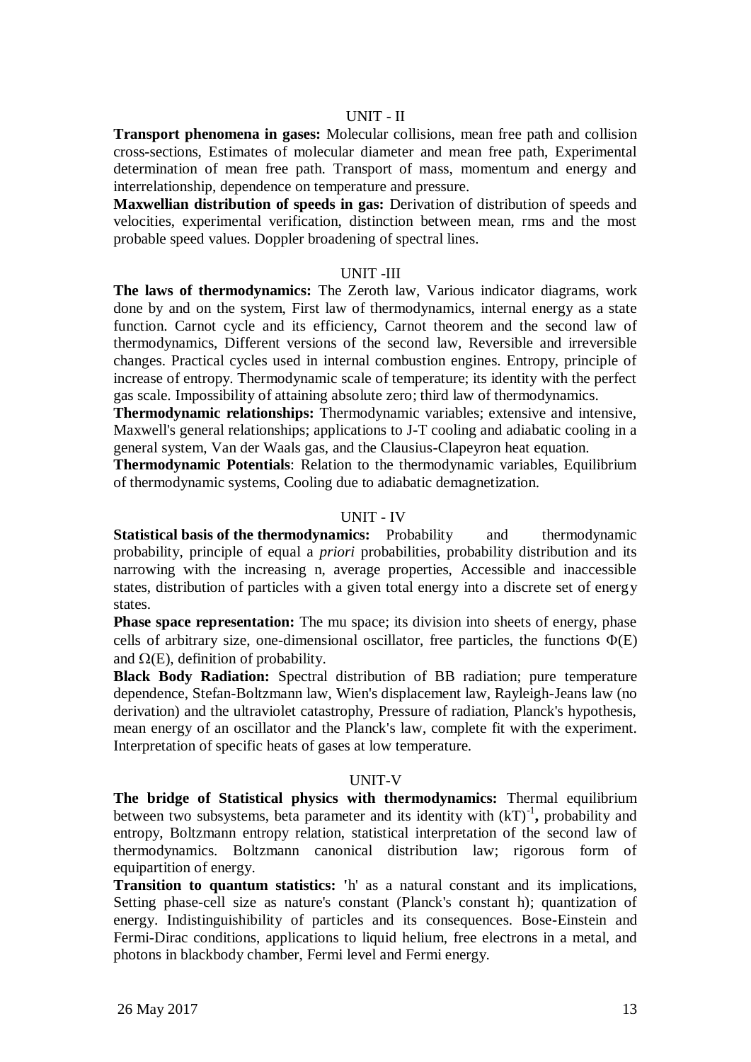## UNIT - II

**Transport phenomena in gases:** Molecular collisions, mean free path and collision cross-sections, Estimates of molecular diameter and mean free path, Experimental determination of mean free path. Transport of mass, momentum and energy and interrelationship, dependence on temperature and pressure.

**Maxwellian distribution of speeds in gas:** Derivation of distribution of speeds and velocities, experimental verification, distinction between mean, rms and the most probable speed values. Doppler broadening of spectral lines.

## UNIT -III

**The laws of thermodynamics:** The Zeroth law, Various indicator diagrams, work done by and on the system, First law of thermodynamics, internal energy as a state function. Carnot cycle and its efficiency, Carnot theorem and the second law of thermodynamics, Different versions of the second law, Reversible and irreversible changes. Practical cycles used in internal combustion engines. Entropy, principle of increase of entropy. Thermodynamic scale of temperature; its identity with the perfect gas scale. Impossibility of attaining absolute zero; third law of thermodynamics.

**Thermodynamic relationships:** Thermodynamic variables; extensive and intensive, Maxwell's general relationships; applications to J-T cooling and adiabatic cooling in a general system, Van der Waals gas, and the Clausius-Clapeyron heat equation.

**Thermodynamic Potentials**: Relation to the thermodynamic variables, Equilibrium of thermodynamic systems, Cooling due to adiabatic demagnetization.

## UNIT - IV

**Statistical basis of the thermodynamics:** Probability and thermodynamic probability, principle of equal a *priori* probabilities, probability distribution and its narrowing with the increasing n, average properties, Accessible and inaccessible states, distribution of particles with a given total energy into a discrete set of energy states.

**Phase space representation:** The mu space; its division into sheets of energy, phase cells of arbitrary size, one-dimensional oscillator, free particles, the functions $\Phi(E)$ and $\Omega(E)$, definition of probability.

**Black Body Radiation:** Spectral distribution of BB radiation; pure temperature dependence, Stefan-Boltzmann law, Wien's displacement law, Rayleigh-Jeans law (no derivation) and the ultraviolet catastrophy, Pressure of radiation, Planck's hypothesis, mean energy of an oscillator and the Planck's law, complete fit with the experiment. Interpretation of specific heats of gases at low temperature.

## UNIT-V

**The bridge of Statistical physics with thermodynamics:** Thermal equilibrium between two subsystems, beta parameter and its identity with $(kT)^{-1}$**,** probability and entropy, Boltzmann entropy relation, statistical interpretation of the second law of thermodynamics. Boltzmann canonical distribution law; rigorous form of equipartition of energy.

**Transition to quantum statistics:** 'h' as a natural constant and its implications, Setting phase-cell size as nature's constant (Planck's constant h); quantization of energy. Indistinguishibility of particles and its consequences. Bose-Einstein and Fermi-Dirac conditions, applications to liquid helium, free electrons in a metal, and photons in blackbody chamber, Fermi level and Fermi energy.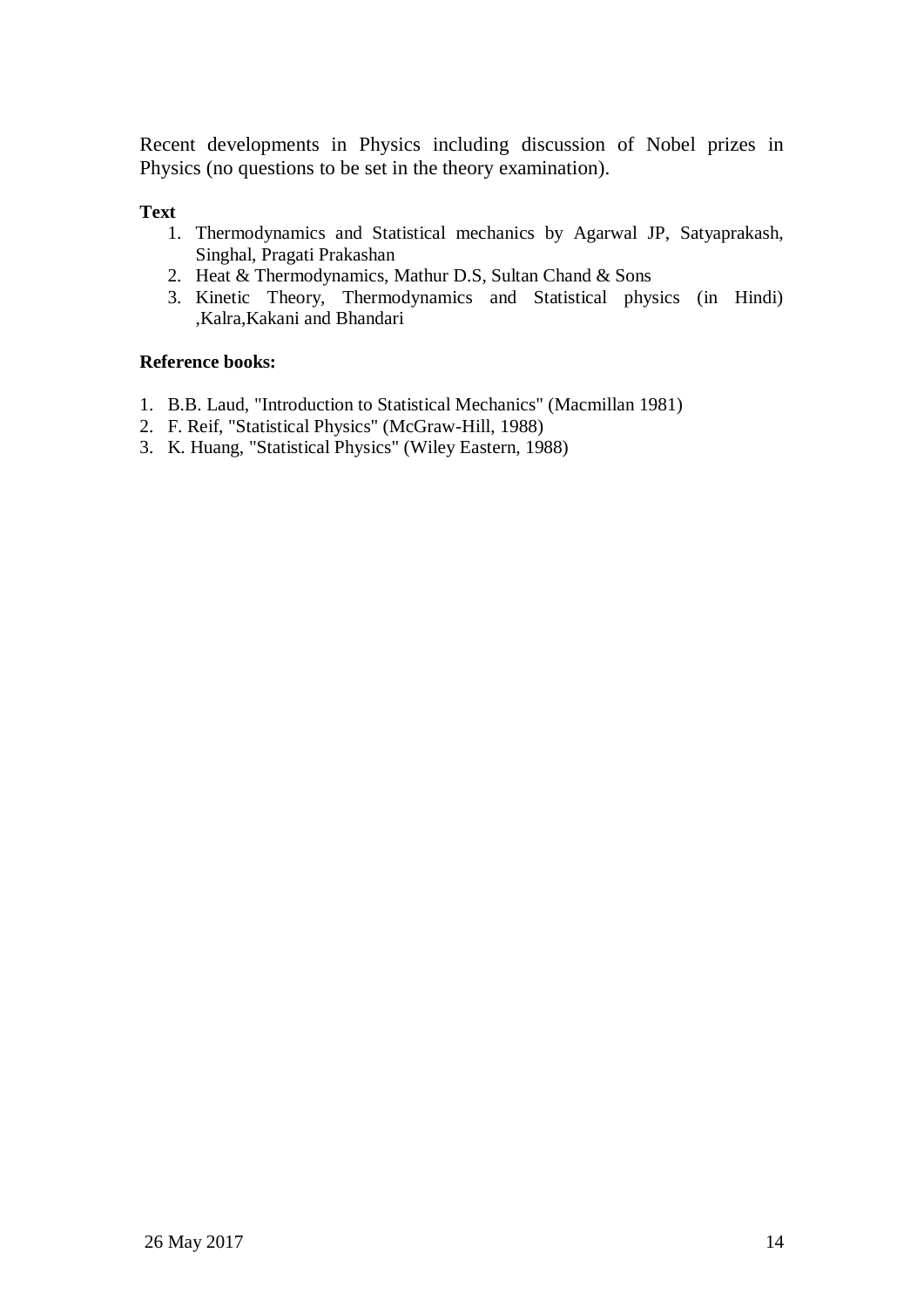Recent developments in Physics including discussion of Nobel prizes in Physics (no questions to be set in the theory examination).

**Text**

1. Thermodynamics and Statistical mechanics by Agarwal JP, Satyaprakash, Singhal, Pragati Prakashan
2. Heat & Thermodynamics, Mathur D.S, Sultan Chand & Sons
3. Kinetic Theory, Thermodynamics and Statistical physics (in Hindi) ,Kalra,Kakani and Bhandari

**Reference books:**

1. B.B. Laud, "Introduction to Statistical Mechanics" (Macmillan 1981)
2. F. Reif, "Statistical Physics" (McGraw-Hill, 1988)
3. K. Huang, "Statistical Physics" (Wiley Eastern, 1988)

26 May 2017